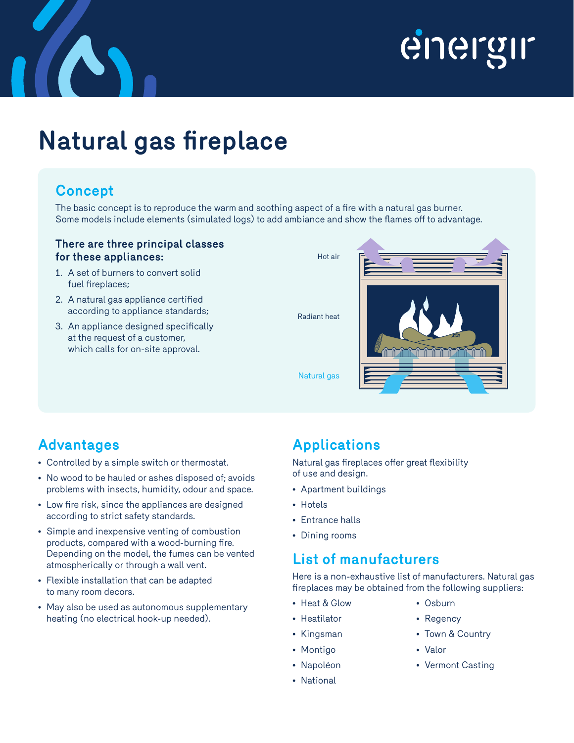# Natural gas fireplace

## Concept

The basic concept is to reproduce the warm and soothing aspect of a fire with a natural gas burner. Some models include elements (simulated logs) to add ambiance and show the flames off to advantage.

### There are three principal classes for these appliances:

1. A set of burners to convert solid fuel fireplaces;
2. A natural gas appliance certified according to appliance standards;
3. An appliance designed specifically at the request of a customer, which calls for on-site approval.

Hot air

Radiant heat

Natural gas

## Advantages

- Controlled by a simple switch or thermostat.
- No wood to be hauled or ashes disposed of; avoids problems with insects, humidity, odour and space.
- Low fire risk, since the appliances are designed according to strict safety standards.
- Simple and inexpensive venting of combustion products, compared with a wood-burning fire. Depending on the model, the fumes can be vented atmospherically or through a wall vent.
- Flexible installation that can be adapted to many room decors.
- May also be used as autonomous supplementary heating (no electrical hook-up needed).

## Applications

Natural gas fireplaces offer great flexibility of use and design.

- Apartment buildings
- Hotels
- Entrance halls
- Dining rooms

## List of manufacturers

Here is a non-exhaustive list of manufacturers. Natural gas fireplaces may be obtained from the following suppliers:

- Heat & Glow
- Heatilator
- Kingsman
- Montigo
- Napoléon
- National
- Osburn
- Regency
- Town & Country
- Valor
- Vermont Casting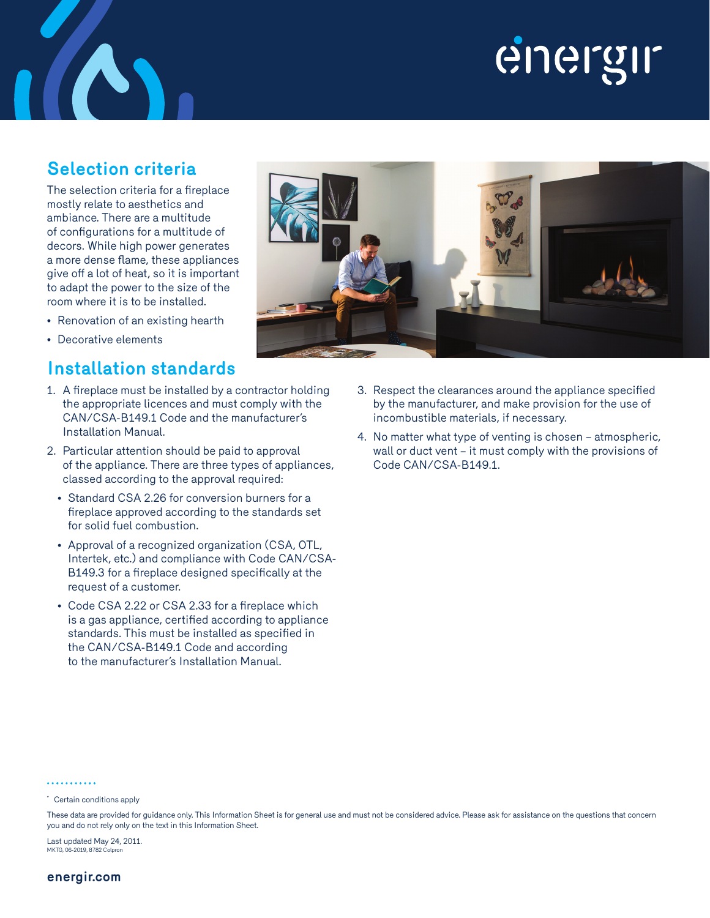## Selection criteria

The selection criteria for a fireplace mostly relate to aesthetics and ambiance. There are a multitude of configurations for a multitude of decors. While high power generates a more dense flame, these appliances give off a lot of heat, so it is important to adapt the power to the size of the room where it is to be installed.

- Renovation of an existing hearth
- Decorative elements

## Installation standards

1. A fireplace must be installed by a contractor holding the appropriate licences and must comply with the CAN/CSA-B149.1 Code and the manufacturer's Installation Manual.
2. Particular attention should be paid to approval of the appliance. There are three types of appliances, classed according to the approval required:
   - Standard CSA 2.26 for conversion burners for a fireplace approved according to the standards set for solid fuel combustion.
   - Approval of a recognized organization (CSA, OTL, Intertek, etc.) and compliance with Code CAN/CSA-B149.3 for a fireplace designed specifically at the request of a customer.
   - Code CSA 2.22 or CSA 2.33 for a fireplace which is a gas appliance, certified according to appliance standards. This must be installed as specified in the CAN/CSA-B149.1 Code and according to the manufacturer's Installation Manual.
3. Respect the clearances around the appliance specified by the manufacturer, and make provision for the use of incombustible materials, if necessary.
4. No matter what type of venting is chosen – atmospheric, wall or duct vent – it must comply with the provisions of Code CAN/CSA-B149.1.

* Certain conditions apply

These data are provided for guidance only. This Information Sheet is for general use and must not be considered advice. Please ask for assistance on the questions that concern you and do not rely only on the text in this Information Sheet.

Last updated May 24, 2011.
MKTG, 06-2019, 8782 Colpron

**energir.com**